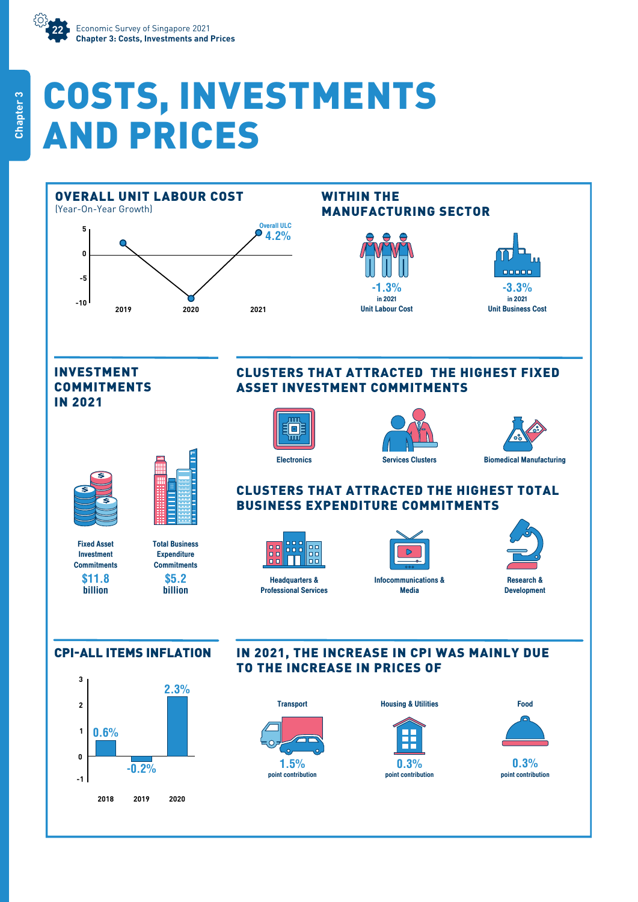# COSTS, INVESTMENTS AND PRICES

## OVERALL UNIT LABOUR COST

(Year-On-Year Growth)

Overall ULC
4.2%

5
0
-5
-10

2019
2020
2021

## WITHIN THE MANUFACTURING SECTOR

-1.3%
in 2021
Unit Labour Cost

-3.3%
in 2021
Unit Business Cost

## INVESTMENT COMMITMENTS IN 2021

Fixed Asset Investment Commitments
**$11.8 billion**

Total Business Expenditure Commitments
**$5.2 billion**

## CLUSTERS THAT ATTRACTED THE HIGHEST FIXED ASSET INVESTMENT COMMITMENTS

- Electronics
- Services Clusters
- Biomedical Manufacturing

## CLUSTERS THAT ATTRACTED THE HIGHEST TOTAL BUSINESS EXPENDITURE COMMITMENTS

- Headquarters & Professional Services
- Infocommunications & Media
- Research & Development

## CPI-ALL ITEMS INFLATION

3
2
1
0
-1

0.6%
-0.2%
2.3%

2018
2019
2020

## IN 2021, THE INCREASE IN CPI WAS MAINLY DUE TO THE INCREASE IN PRICES OF

Transport
1.5%
point contribution

Housing & Utilities
0.3%
point contribution

Food
0.3%
point contribution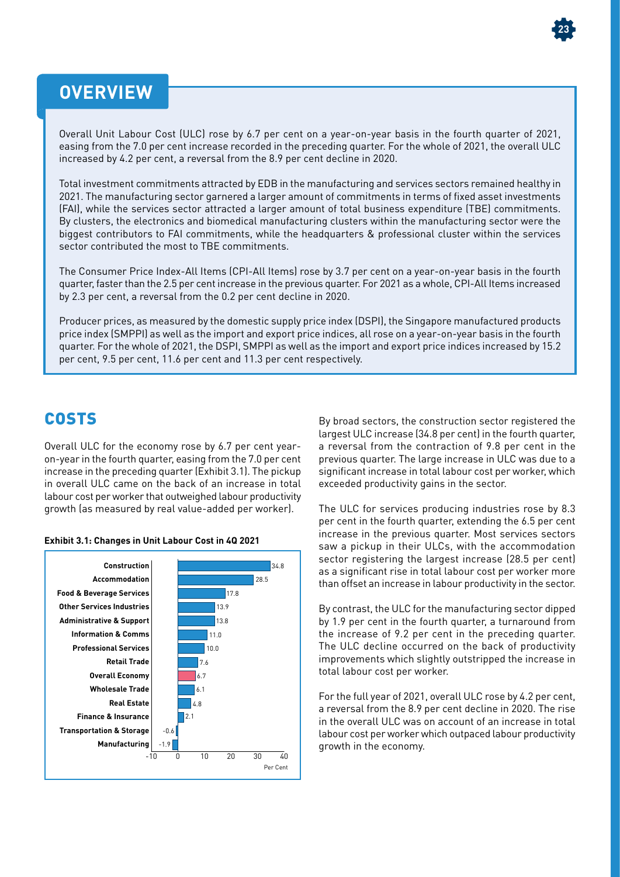## OVERVIEW

Overall Unit Labour Cost (ULC) rose by 6.7 per cent on a year-on-year basis in the fourth quarter of 2021, easing from the 7.0 per cent increase recorded in the preceding quarter. For the whole of 2021, the overall ULC increased by 4.2 per cent, a reversal from the 8.9 per cent decline in 2020.

Total investment commitments attracted by EDB in the manufacturing and services sectors remained healthy in 2021. The manufacturing sector garnered a larger amount of commitments in terms of fixed asset investments (FAI), while the services sector attracted a larger amount of total business expenditure (TBE) commitments. By clusters, the electronics and biomedical manufacturing clusters within the manufacturing sector were the biggest contributors to FAI commitments, while the headquarters & professional cluster within the services sector contributed the most to TBE commitments.

The Consumer Price Index-All Items (CPI-All Items) rose by 3.7 per cent on a year-on-year basis in the fourth quarter, faster than the 2.5 per cent increase in the previous quarter. For 2021 as a whole, CPI-All Items increased by 2.3 per cent, a reversal from the 0.2 per cent decline in 2020.

Producer prices, as measured by the domestic supply price index (DSPI), the Singapore manufactured products price index (SMPPI) as well as the import and export price indices, all rose on a year-on-year basis in the fourth quarter. For the whole of 2021, the DSPI, SMPPI as well as the import and export price indices increased by 15.2 per cent, 9.5 per cent, 11.6 per cent and 11.3 per cent respectively.

## COSTS

Overall ULC for the economy rose by 6.7 per cent year-on-year in the fourth quarter, easing from the 7.0 per cent increase in the preceding quarter (Exhibit 3.1). The pickup in overall ULC came on the back of an increase in total labour cost per worker that outweighed labour productivity growth (as measured by real value-added per worker).

**Exhibit 3.1: Changes in Unit Labour Cost in 4Q 2021**

Construction 34.8
Accommodation 28.5
Food & Beverage Services 17.8
Other Services Industries 13.9
Administrative & Support 13.8
Information & Comms 11.0
Professional Services 10.0
Retail Trade 7.6
Overall Economy 6.7
Wholesale Trade 6.1
Real Estate 4.8
Finance & Insurance 2.1
Transportation & Storage -0.6
Manufacturing -1.9

-10 0 10 20 30 40
Per Cent

By broad sectors, the construction sector registered the largest ULC increase (34.8 per cent) in the fourth quarter, a reversal from the contraction of 9.8 per cent in the previous quarter. The large increase in ULC was due to a significant increase in total labour cost per worker, which exceeded productivity gains in the sector.

The ULC for services producing industries rose by 8.3 per cent in the fourth quarter, extending the 6.5 per cent increase in the previous quarter. Most services sectors saw a pickup in their ULCs, with the accommodation sector registering the largest increase (28.5 per cent) as a significant rise in total labour cost per worker more than offset an increase in labour productivity in the sector.

By contrast, the ULC for the manufacturing sector dipped by 1.9 per cent in the fourth quarter, a turnaround from the increase of 9.2 per cent in the preceding quarter. The ULC decline occurred on the back of productivity improvements which slightly outstripped the increase in total labour cost per worker.

For the full year of 2021, overall ULC rose by 4.2 per cent, a reversal from the 8.9 per cent decline in 2020. The rise in the overall ULC was on account of an increase in total labour cost per worker which outpaced labour productivity growth in the economy.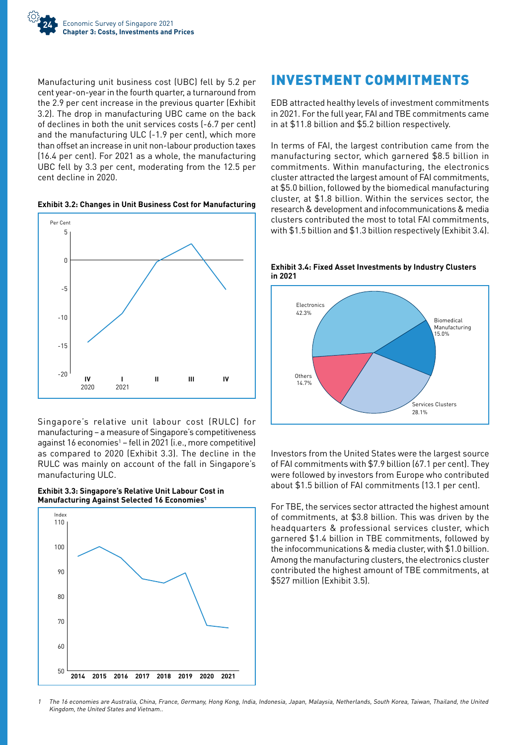Manufacturing unit business cost (UBC) fell by 5.2 per cent year-on-year in the fourth quarter, a turnaround from the 2.9 per cent increase in the previous quarter (Exhibit 3.2). The drop in manufacturing UBC came on the back of declines in both the unit services costs (-6.7 per cent) and the manufacturing ULC (-1.9 per cent), which more than offset an increase in unit non-labour production taxes (16.4 per cent). For 2021 as a whole, the manufacturing UBC fell by 3.3 per cent, moderating from the 12.5 per cent decline in 2020.

**Exhibit 3.2: Changes in Unit Business Cost for Manufacturing**

Per Cent
5
0
-5
-10
-15
-20
IV 2020
I 2021
II
III
IV

Singapore's relative unit labour cost (RULC) for manufacturing – a measure of Singapore's competitiveness against 16 economies[1] – fell in 2021 (i.e., more competitive) as compared to 2020 (Exhibit 3.3). The decline in the RULC was mainly on account of the fall in Singapore's manufacturing ULC.

**Exhibit 3.3: Singapore's Relative Unit Labour Cost in Manufacturing Against Selected 16 Economies[1]**

Index
110
100
90
80
70
60
50
2014 2015 2016 2017 2018 2019 2020 2021

## INVESTMENT COMMITMENTS

EDB attracted healthy levels of investment commitments in 2021. For the full year, FAI and TBE commitments came in at $11.8 billion and $5.2 billion respectively.

In terms of FAI, the largest contribution came from the manufacturing sector, which garnered $8.5 billion in commitments. Within manufacturing, the electronics cluster attracted the largest amount of FAI commitments, at $5.0 billion, followed by the biomedical manufacturing cluster, at $1.8 billion. Within the services sector, the research & development and infocommunications & media clusters contributed the most to total FAI commitments, with $1.5 billion and $1.3 billion respectively (Exhibit 3.4).

**Exhibit 3.4: Fixed Asset Investments by Industry Clusters in 2021**

Electronics 42.3%
Biomedical Manufacturing 15.0%
Services Clusters 28.1%
Others 14.7%

Investors from the United States were the largest source of FAI commitments with $7.9 billion (67.1 per cent). They were followed by investors from Europe who contributed about $1.5 billion of FAI commitments (13.1 per cent).

For TBE, the services sector attracted the highest amount of commitments, at $3.8 billion. This was driven by the headquarters & professional services cluster, which garnered $1.4 billion in TBE commitments, followed by the infocommunications & media cluster, with $1.0 billion. Among the manufacturing clusters, the electronics cluster contributed the highest amount of TBE commitments, at $527 million (Exhibit 3.5).

---

1 *The 16 economies are Australia, China, France, Germany, Hong Kong, India, Indonesia, Japan, Malaysia, Netherlands, South Korea, Taiwan, Thailand, the United Kingdom, the United States and Vietnam..*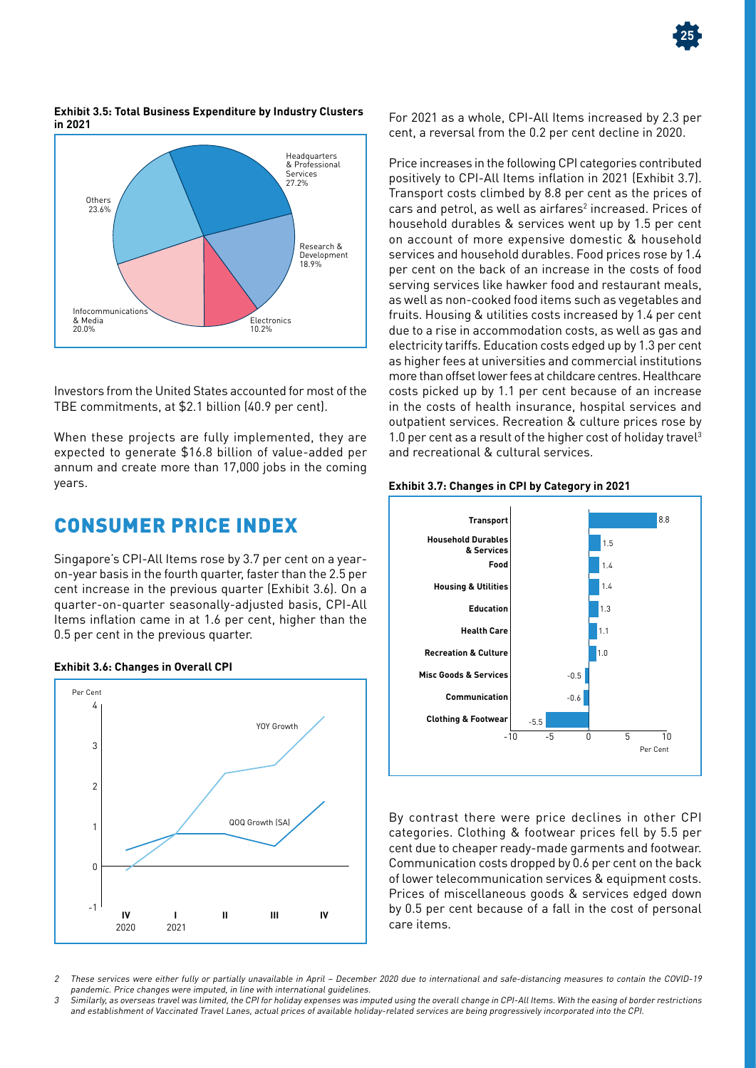**Exhibit 3.5: Total Business Expenditure by Industry Clusters in 2021**

| Industry Cluster | Share |
|---|---|
| Headquarters & Professional Services | 27.2% |
| Research & Development | 18.9% |
| Electronics | 10.2% |
| Infocommunications & Media | 20.0% |
| Others | 23.6% |

Investors from the United States accounted for most of the TBE commitments, at $2.1 billion (40.9 per cent).

When these projects are fully implemented, they are expected to generate $16.8 billion of value-added per annum and create more than 17,000 jobs in the coming years.

## CONSUMER PRICE INDEX

Singapore's CPI-All Items rose by 3.7 per cent on a year-on-year basis in the fourth quarter, faster than the 2.5 per cent increase in the previous quarter (Exhibit 3.6). On a quarter-on-quarter seasonally-adjusted basis, CPI-All Items inflation came in at 1.6 per cent, higher than the 0.5 per cent in the previous quarter.

**Exhibit 3.6: Changes in Overall CPI**

(Line chart, Per Cent; series: YOY Growth and QOQ Growth (SA); periods: IV 2020, I 2021, II, III, IV)

For 2021 as a whole, CPI-All Items increased by 2.3 per cent, a reversal from the 0.2 per cent decline in 2020.

Price increases in the following CPI categories contributed positively to CPI-All Items inflation in 2021 (Exhibit 3.7). Transport costs climbed by 8.8 per cent as the prices of cars and petrol, as well as airfares[2] increased. Prices of household durables & services went up by 1.5 per cent on account of more expensive domestic & household services and household durables. Food prices rose by 1.4 per cent on the back of an increase in the costs of food serving services like hawker food and restaurant meals, as well as non-cooked food items such as vegetables and fruits. Housing & utilities costs increased by 1.4 per cent due to a rise in accommodation costs, as well as gas and electricity tariffs. Education costs edged up by 1.3 per cent as higher fees at universities and commercial institutions more than offset lower fees at childcare centres. Healthcare costs picked up by 1.1 per cent because of an increase in the costs of health insurance, hospital services and outpatient services. Recreation & culture prices rose by 1.0 per cent as a result of the higher cost of holiday travel[3] and recreational & cultural services.

**Exhibit 3.7: Changes in CPI by Category in 2021**

| Category | Per Cent |
|---|---|
| Transport | 8.8 |
| Household Durables & Services | 1.5 |
| Food | 1.4 |
| Housing & Utilities | 1.4 |
| Education | 1.3 |
| Health Care | 1.1 |
| Recreation & Culture | 1.0 |
| Misc Goods & Services | -0.5 |
| Communication | -0.6 |
| Clothing & Footwear | -5.5 |

By contrast there were price declines in other CPI categories. Clothing & footwear prices fell by 5.5 per cent due to cheaper ready-made garments and footwear. Communication costs dropped by 0.6 per cent on the back of lower telecommunication services & equipment costs. Prices of miscellaneous goods & services edged down by 0.5 per cent because of a fall in the cost of personal care items.

*2 These services were either fully or partially unavailable in April – December 2020 due to international and safe-distancing measures to contain the COVID-19 pandemic. Price changes were imputed, in line with international guidelines.*

*3 Similarly, as overseas travel was limited, the CPI for holiday expenses was imputed using the overall change in CPI-All Items. With the easing of border restrictions and establishment of Vaccinated Travel Lanes, actual prices of available holiday-related services are being progressively incorporated into the CPI.*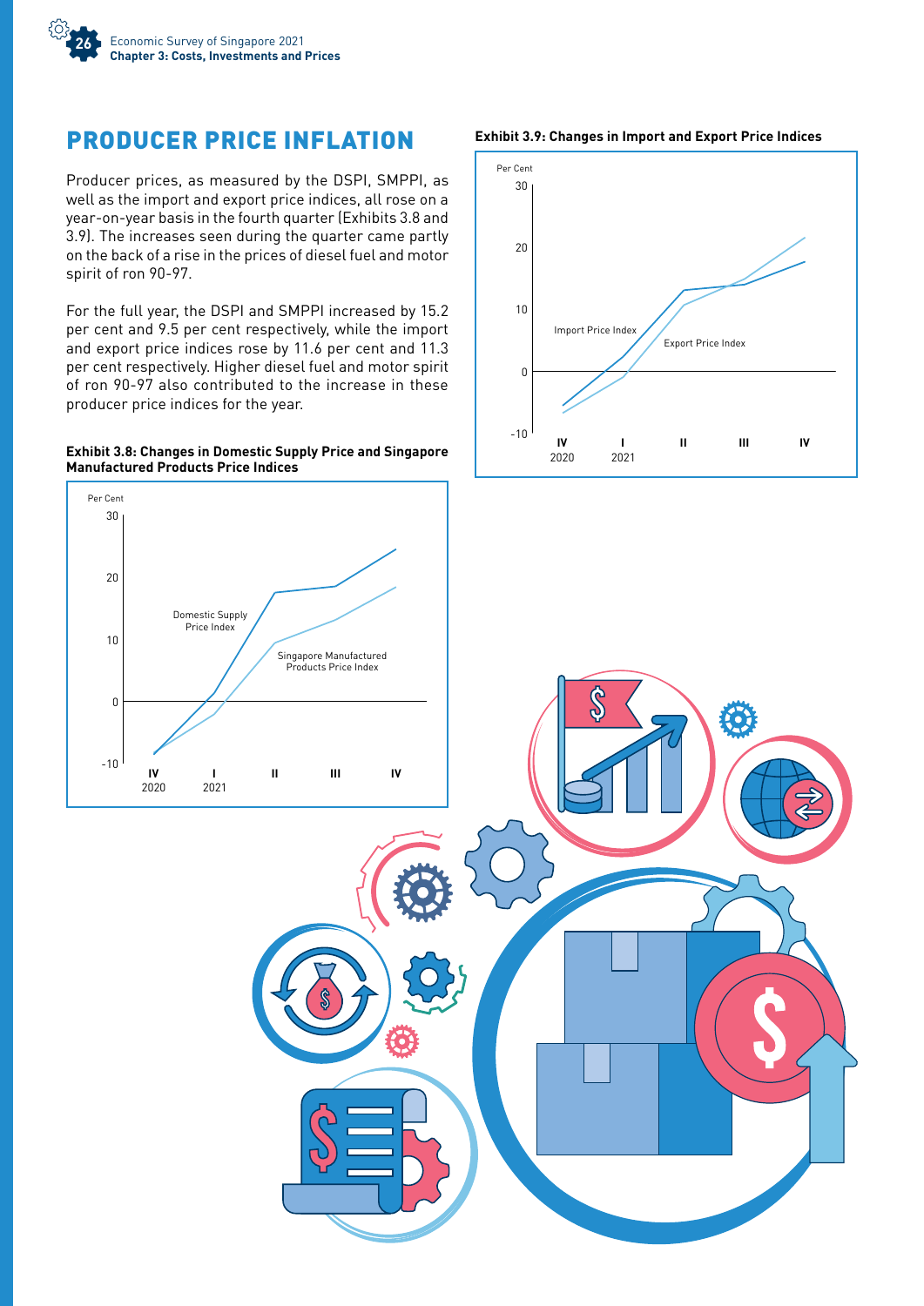# PRODUCER PRICE INFLATION

Producer prices, as measured by the DSPI, SMPPI, as well as the import and export price indices, all rose on a year-on-year basis in the fourth quarter (Exhibits 3.8 and 3.9). The increases seen during the quarter came partly on the back of a rise in the prices of diesel fuel and motor spirit of ron 90-97.

For the full year, the DSPI and SMPPI increased by 15.2 per cent and 9.5 per cent respectively, while the import and export price indices rose by 11.6 per cent and 11.3 per cent respectively. Higher diesel fuel and motor spirit of ron 90-97 also contributed to the increase in these producer price indices for the year.

**Exhibit 3.8: Changes in Domestic Supply Price and Singapore Manufactured Products Price Indices**

Per Cent
30
20
10
0
-10
IV 2020
I 2021
II
III
IV
Domestic Supply Price Index
Singapore Manufactured Products Price Index

**Exhibit 3.9: Changes in Import and Export Price Indices**

Per Cent
30
20
10
0
-10
IV 2020
I 2021
II
III
IV
Import Price Index
Export Price Index